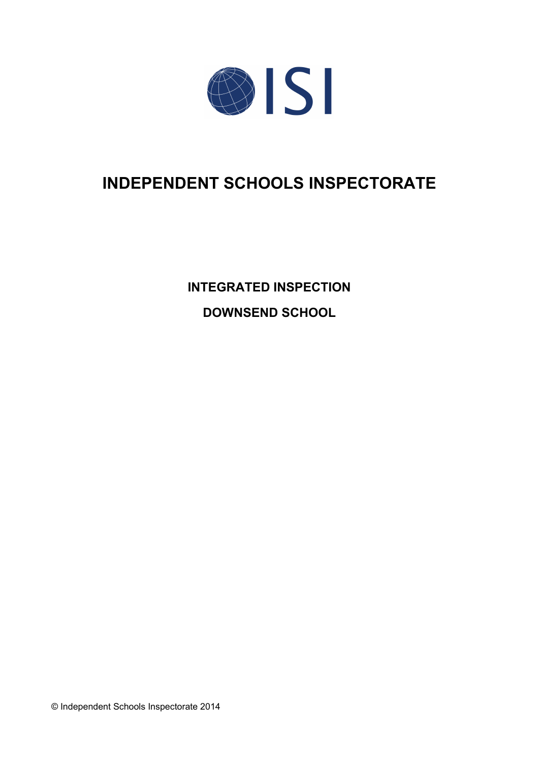ISI

# INDEPENDENT SCHOOLS INSPECTORATE

## INTEGRATED INSPECTION

## DOWNSEND SCHOOL

© Independent Schools Inspectorate 2014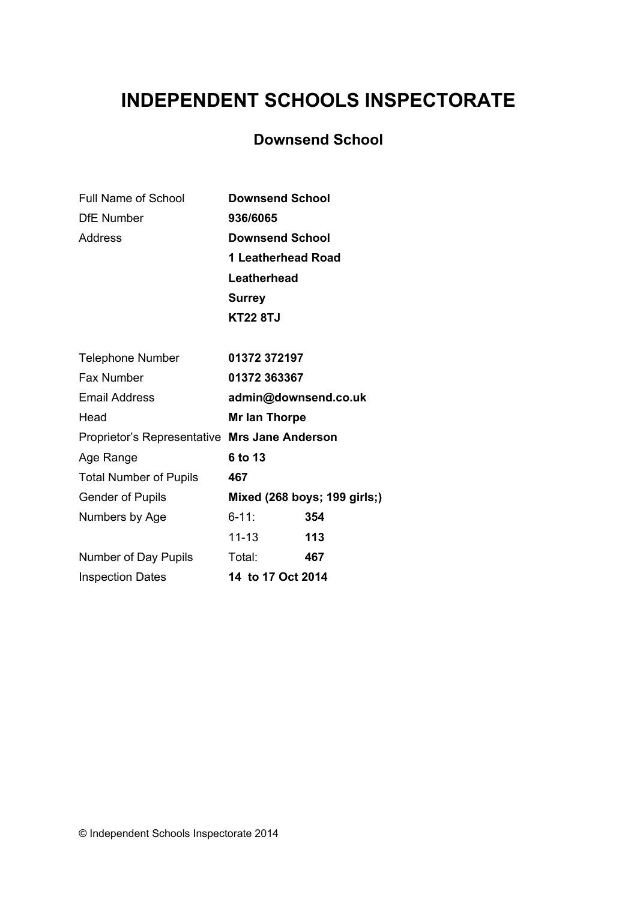# INDEPENDENT SCHOOLS INSPECTORATE

## Downsend School

| | | |
|---|---|---|
| Full Name of School | **Downsend School** | |
| DfE Number | **936/6065** | |
| Address | **Downsend School** | |
| | **1 Leatherhead Road** | |
| | **Leatherhead** | |
| | **Surrey** | |
| | **KT22 8TJ** | |
| Telephone Number | **01372 372197** | |
| Fax Number | **01372 363367** | |
| Email Address | **admin@downsend.co.uk** | |
| Head | **Mr Ian Thorpe** | |
| Proprietor's Representative | **Mrs Jane Anderson** | |
| Age Range | **6 to 13** | |
| Total Number of Pupils | **467** | |
| Gender of Pupils | **Mixed (268 boys; 199 girls;)** | |
| Numbers by Age | 6-11: | **354** |
| | 11-13 | **113** |
| Number of Day Pupils | Total: | **467** |
| Inspection Dates | **14 to 17 Oct 2014** | |

© Independent Schools Inspectorate 2014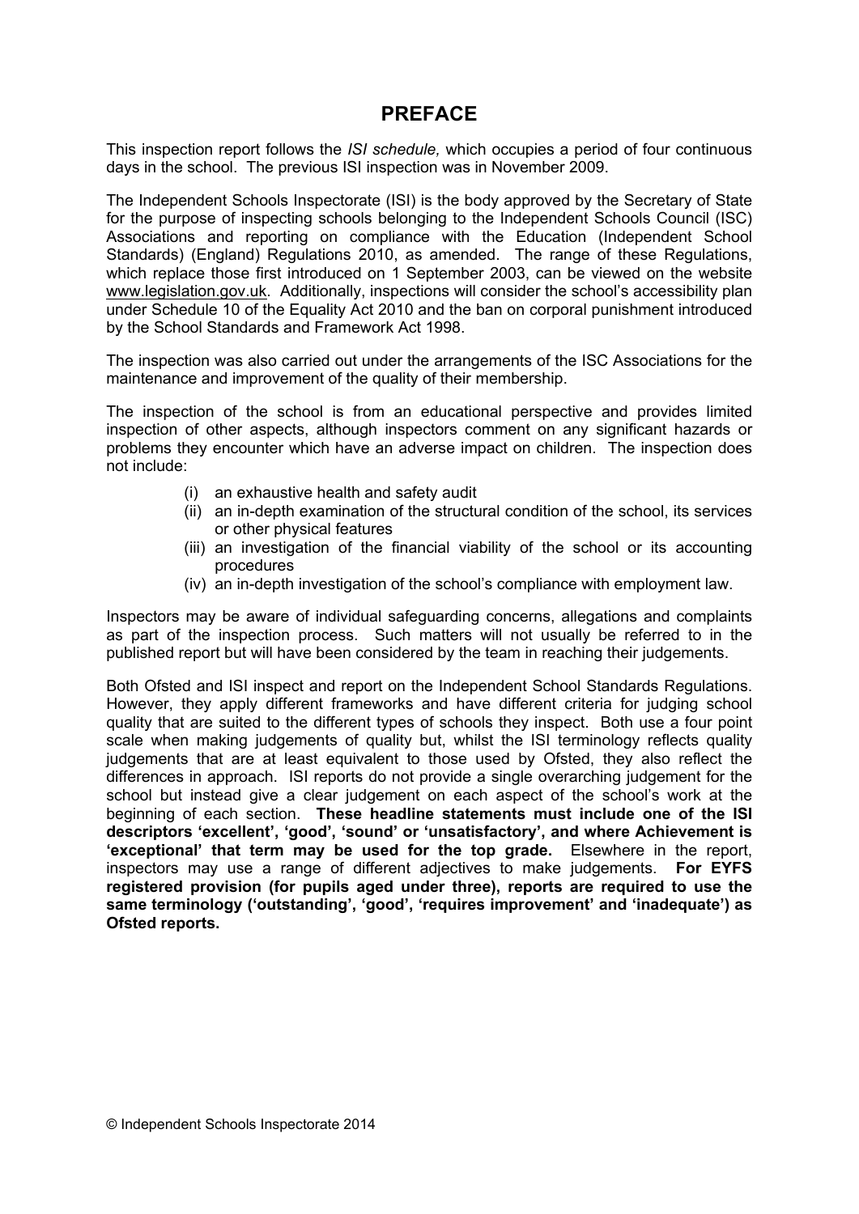# PREFACE

This inspection report follows the *ISI schedule,* which occupies a period of four continuous days in the school. The previous ISI inspection was in November 2009.

The Independent Schools Inspectorate (ISI) is the body approved by the Secretary of State for the purpose of inspecting schools belonging to the Independent Schools Council (ISC) Associations and reporting on compliance with the Education (Independent School Standards) (England) Regulations 2010, as amended. The range of these Regulations, which replace those first introduced on 1 September 2003, can be viewed on the website www.legislation.gov.uk. Additionally, inspections will consider the school's accessibility plan under Schedule 10 of the Equality Act 2010 and the ban on corporal punishment introduced by the School Standards and Framework Act 1998.

The inspection was also carried out under the arrangements of the ISC Associations for the maintenance and improvement of the quality of their membership.

The inspection of the school is from an educational perspective and provides limited inspection of other aspects, although inspectors comment on any significant hazards or problems they encounter which have an adverse impact on children. The inspection does not include:

- (i) an exhaustive health and safety audit
- (ii) an in-depth examination of the structural condition of the school, its services or other physical features
- (iii) an investigation of the financial viability of the school or its accounting procedures
- (iv) an in-depth investigation of the school's compliance with employment law.

Inspectors may be aware of individual safeguarding concerns, allegations and complaints as part of the inspection process. Such matters will not usually be referred to in the published report but will have been considered by the team in reaching their judgements.

Both Ofsted and ISI inspect and report on the Independent School Standards Regulations. However, they apply different frameworks and have different criteria for judging school quality that are suited to the different types of schools they inspect. Both use a four point scale when making judgements of quality but, whilst the ISI terminology reflects quality judgements that are at least equivalent to those used by Ofsted, they also reflect the differences in approach. ISI reports do not provide a single overarching judgement for the school but instead give a clear judgement on each aspect of the school's work at the beginning of each section. **These headline statements must include one of the ISI descriptors 'excellent', 'good', 'sound' or 'unsatisfactory', and where Achievement is 'exceptional' that term may be used for the top grade.** Elsewhere in the report, inspectors may use a range of different adjectives to make judgements. **For EYFS registered provision (for pupils aged under three), reports are required to use the same terminology ('outstanding', 'good', 'requires improvement' and 'inadequate') as Ofsted reports.**

© Independent Schools Inspectorate 2014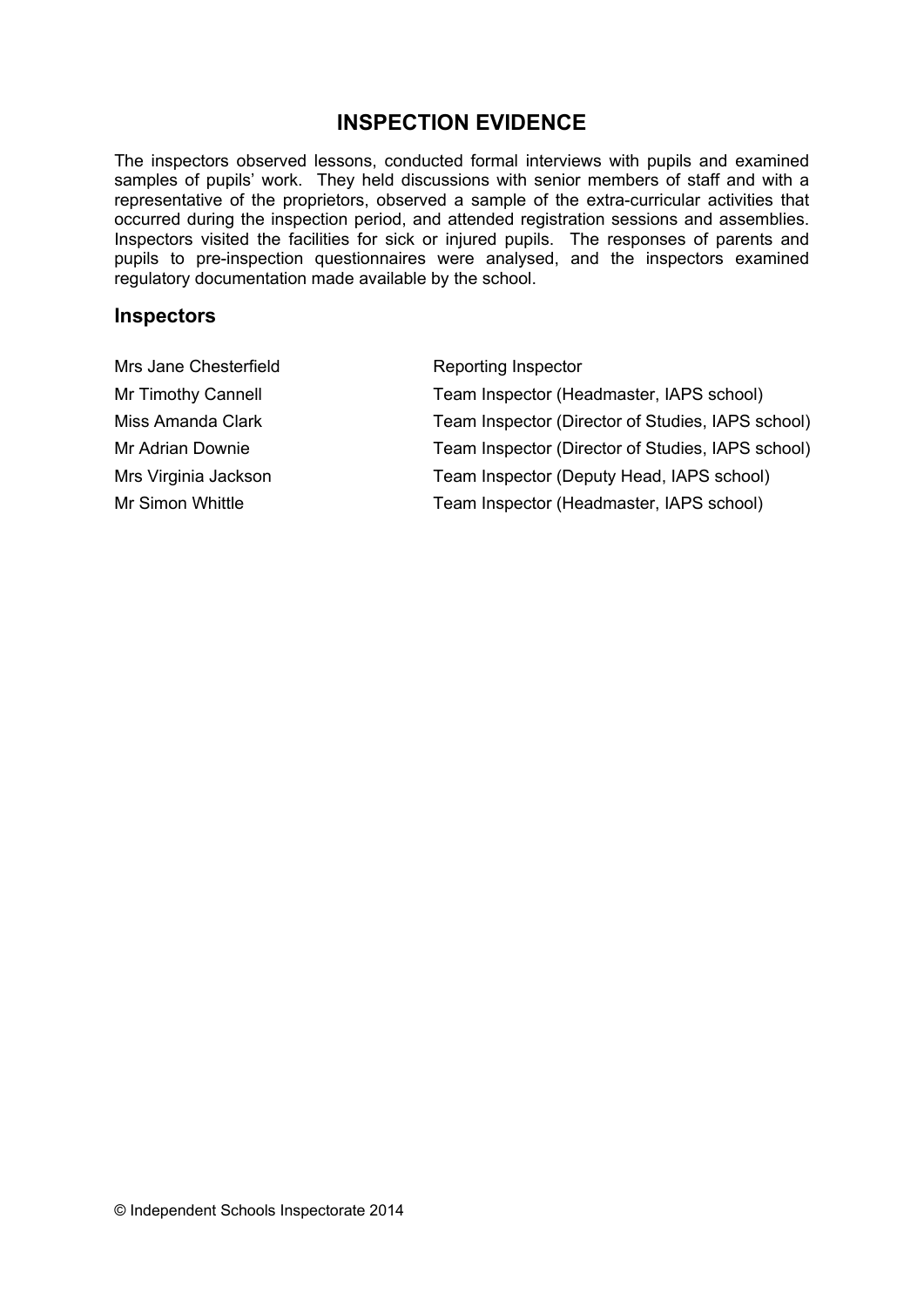## INSPECTION EVIDENCE

The inspectors observed lessons, conducted formal interviews with pupils and examined samples of pupils' work. They held discussions with senior members of staff and with a representative of the proprietors, observed a sample of the extra-curricular activities that occurred during the inspection period, and attended registration sessions and assemblies. Inspectors visited the facilities for sick or injured pupils. The responses of parents and pupils to pre-inspection questionnaires were analysed, and the inspectors examined regulatory documentation made available by the school.

### Inspectors

| | |
|---|---|
| Mrs Jane Chesterfield | Reporting Inspector |
| Mr Timothy Cannell | Team Inspector (Headmaster, IAPS school) |
| Miss Amanda Clark | Team Inspector (Director of Studies, IAPS school) |
| Mr Adrian Downie | Team Inspector (Director of Studies, IAPS school) |
| Mrs Virginia Jackson | Team Inspector (Deputy Head, IAPS school) |
| Mr Simon Whittle | Team Inspector (Headmaster, IAPS school) |

© Independent Schools Inspectorate 2014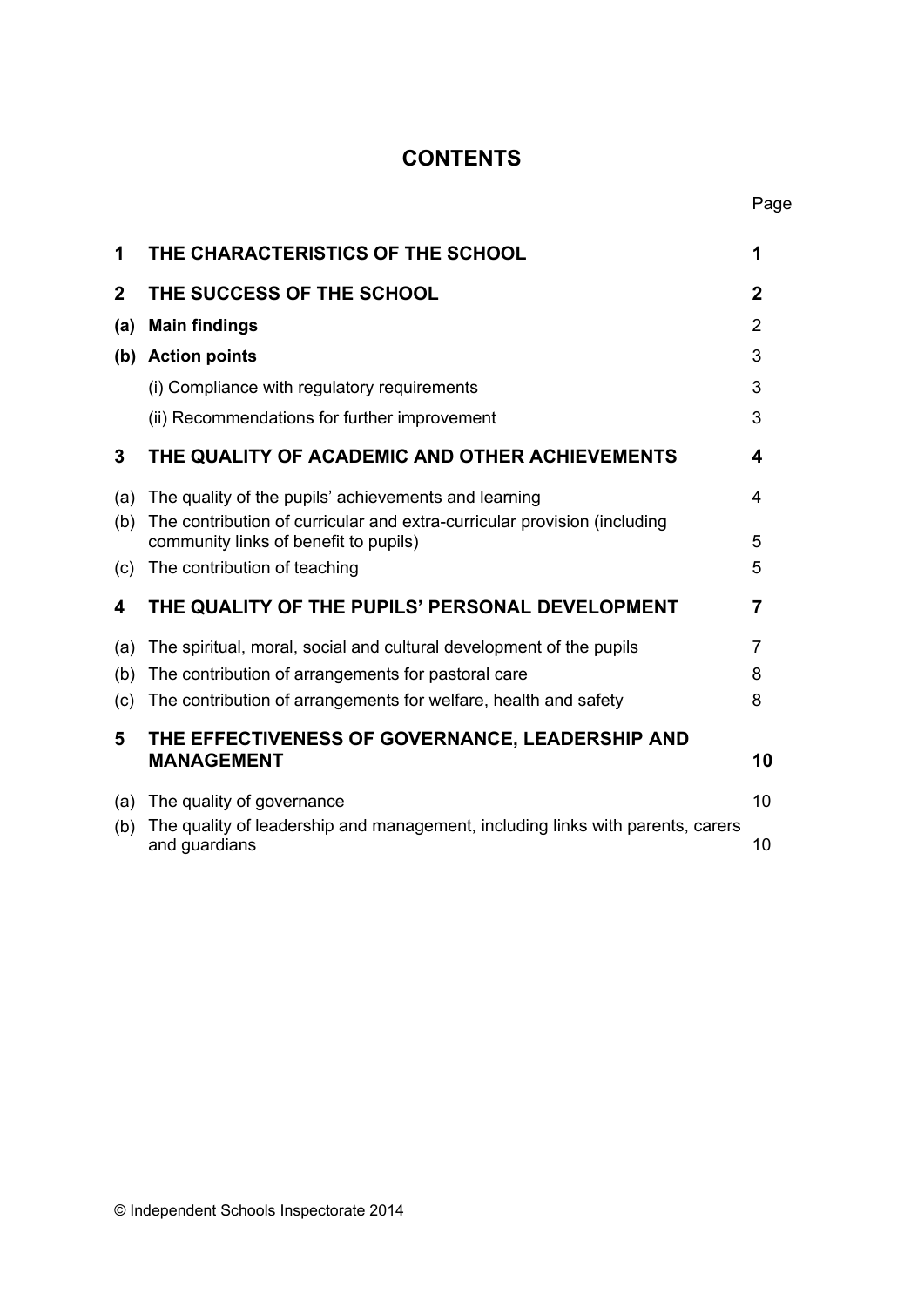# CONTENTS

| | | Page |
|---|---|---|
| **1** | **THE CHARACTERISTICS OF THE SCHOOL** | **1** |
| **2** | **THE SUCCESS OF THE SCHOOL** | **2** |
| **(a)** | **Main findings** | 2 |
| **(b)** | **Action points** | 3 |
| | (i) Compliance with regulatory requirements | 3 |
| | (ii) Recommendations for further improvement | 3 |
| **3** | **THE QUALITY OF ACADEMIC AND OTHER ACHIEVEMENTS** | **4** |
| (a) | The quality of the pupils' achievements and learning | 4 |
| (b) | The contribution of curricular and extra-curricular provision (including community links of benefit to pupils) | 5 |
| (c) | The contribution of teaching | 5 |
| **4** | **THE QUALITY OF THE PUPILS' PERSONAL DEVELOPMENT** | **7** |
| (a) | The spiritual, moral, social and cultural development of the pupils | 7 |
| (b) | The contribution of arrangements for pastoral care | 8 |
| (c) | The contribution of arrangements for welfare, health and safety | 8 |
| **5** | **THE EFFECTIVENESS OF GOVERNANCE, LEADERSHIP AND MANAGEMENT** | **10** |
| (a) | The quality of governance | 10 |
| (b) | The quality of leadership and management, including links with parents, carers and guardians | 10 |

© Independent Schools Inspectorate 2014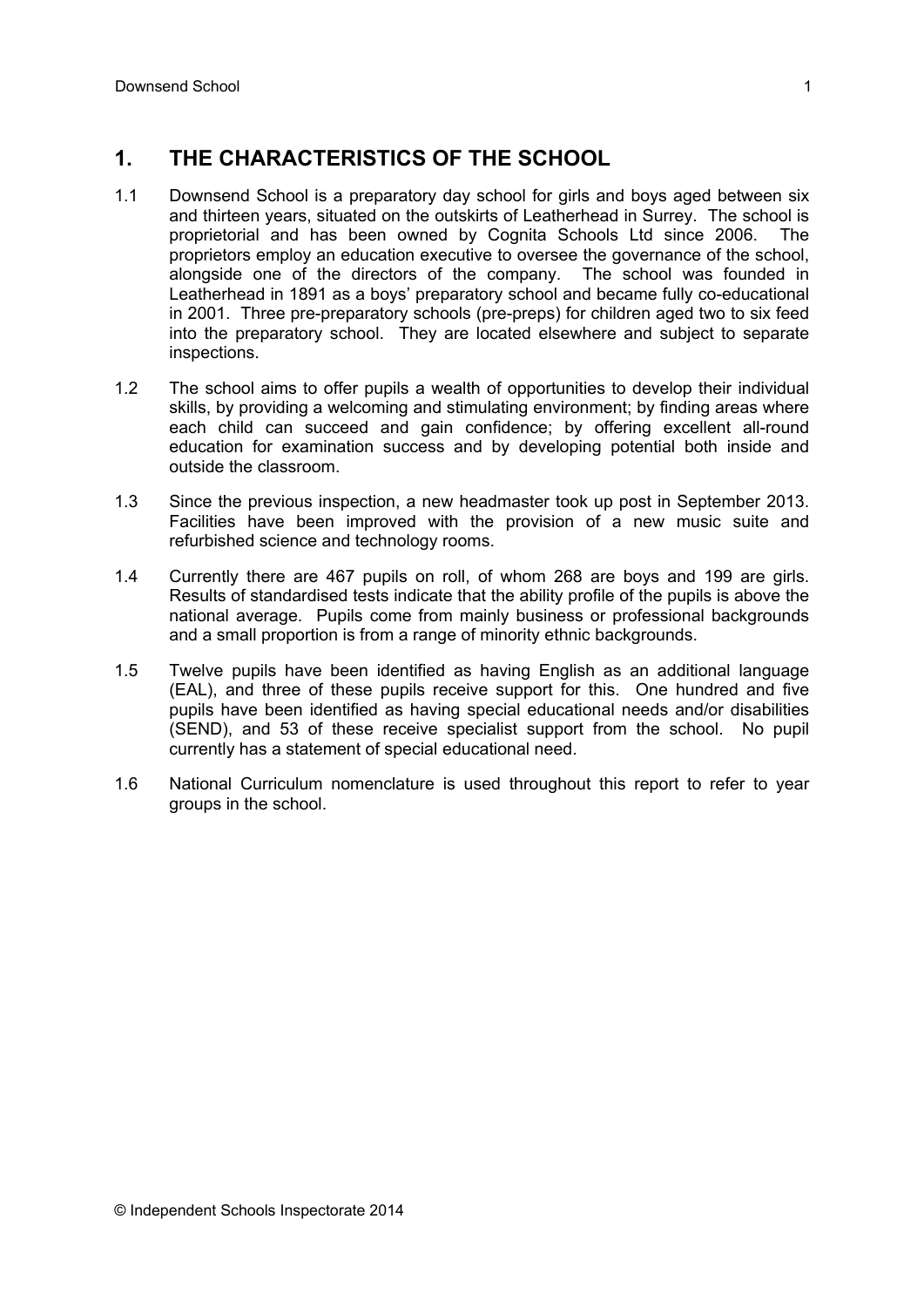## 1. THE CHARACTERISTICS OF THE SCHOOL

1.1 Downsend School is a preparatory day school for girls and boys aged between six and thirteen years, situated on the outskirts of Leatherhead in Surrey. The school is proprietorial and has been owned by Cognita Schools Ltd since 2006. The proprietors employ an education executive to oversee the governance of the school, alongside one of the directors of the company. The school was founded in Leatherhead in 1891 as a boys' preparatory school and became fully co-educational in 2001. Three pre-preparatory schools (pre-preps) for children aged two to six feed into the preparatory school. They are located elsewhere and subject to separate inspections.

1.2 The school aims to offer pupils a wealth of opportunities to develop their individual skills, by providing a welcoming and stimulating environment; by finding areas where each child can succeed and gain confidence; by offering excellent all-round education for examination success and by developing potential both inside and outside the classroom.

1.3 Since the previous inspection, a new headmaster took up post in September 2013. Facilities have been improved with the provision of a new music suite and refurbished science and technology rooms.

1.4 Currently there are 467 pupils on roll, of whom 268 are boys and 199 are girls. Results of standardised tests indicate that the ability profile of the pupils is above the national average. Pupils come from mainly business or professional backgrounds and a small proportion is from a range of minority ethnic backgrounds.

1.5 Twelve pupils have been identified as having English as an additional language (EAL), and three of these pupils receive support for this. One hundred and five pupils have been identified as having special educational needs and/or disabilities (SEND), and 53 of these receive specialist support from the school. No pupil currently has a statement of special educational need.

1.6 National Curriculum nomenclature is used throughout this report to refer to year groups in the school.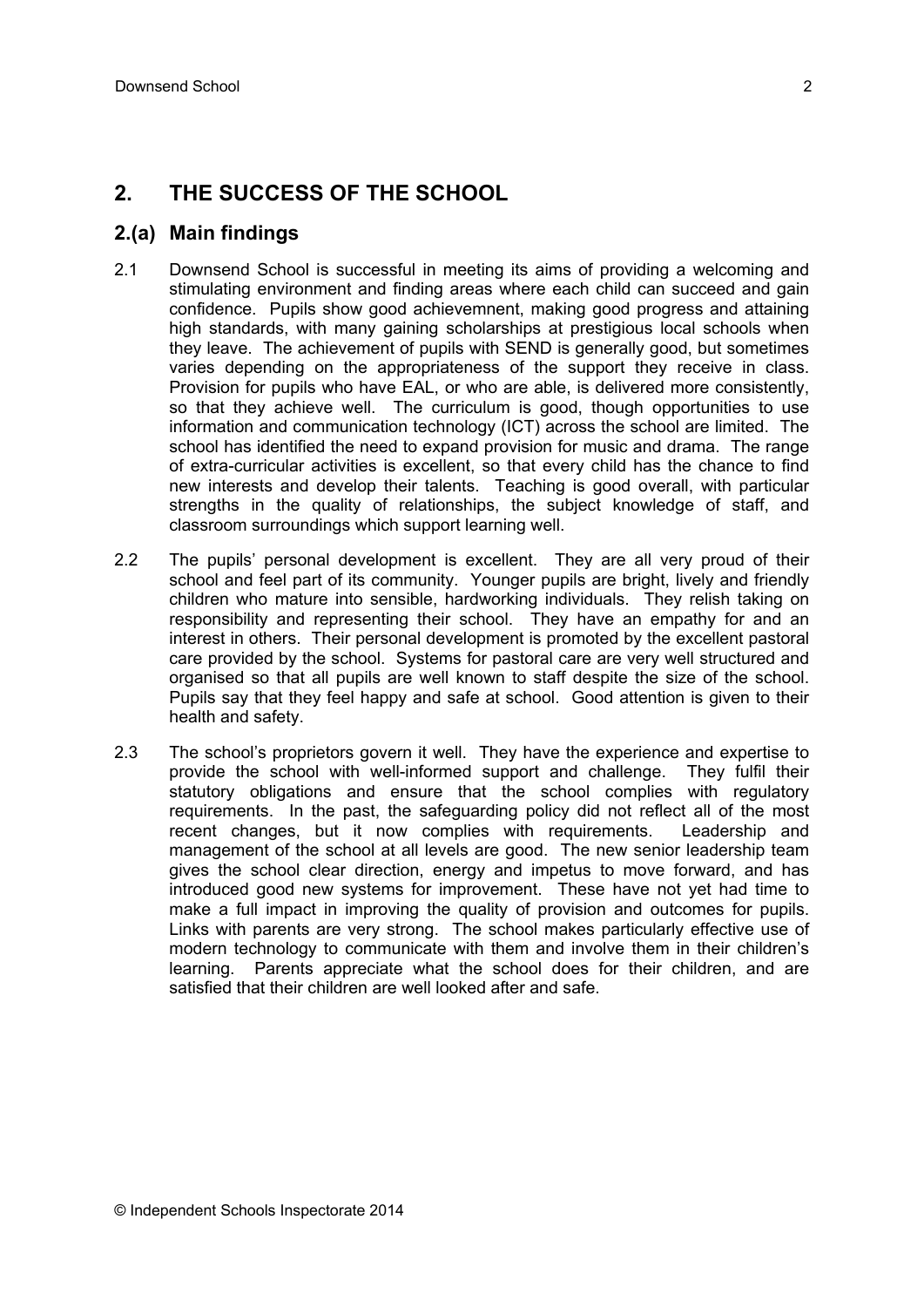## 2. THE SUCCESS OF THE SCHOOL

### 2.(a) Main findings

2.1 Downsend School is successful in meeting its aims of providing a welcoming and stimulating environment and finding areas where each child can succeed and gain confidence. Pupils show good achievemnent, making good progress and attaining high standards, with many gaining scholarships at prestigious local schools when they leave. The achievement of pupils with SEND is generally good, but sometimes varies depending on the appropriateness of the support they receive in class. Provision for pupils who have EAL, or who are able, is delivered more consistently, so that they achieve well. The curriculum is good, though opportunities to use information and communication technology (ICT) across the school are limited. The school has identified the need to expand provision for music and drama. The range of extra-curricular activities is excellent, so that every child has the chance to find new interests and develop their talents. Teaching is good overall, with particular strengths in the quality of relationships, the subject knowledge of staff, and classroom surroundings which support learning well.

2.2 The pupils' personal development is excellent. They are all very proud of their school and feel part of its community. Younger pupils are bright, lively and friendly children who mature into sensible, hardworking individuals. They relish taking on responsibility and representing their school. They have an empathy for and an interest in others. Their personal development is promoted by the excellent pastoral care provided by the school. Systems for pastoral care are very well structured and organised so that all pupils are well known to staff despite the size of the school. Pupils say that they feel happy and safe at school. Good attention is given to their health and safety.

2.3 The school's proprietors govern it well. They have the experience and expertise to provide the school with well-informed support and challenge. They fulfil their statutory obligations and ensure that the school complies with regulatory requirements. In the past, the safeguarding policy did not reflect all of the most recent changes, but it now complies with requirements. Leadership and management of the school at all levels are good. The new senior leadership team gives the school clear direction, energy and impetus to move forward, and has introduced good new systems for improvement. These have not yet had time to make a full impact in improving the quality of provision and outcomes for pupils. Links with parents are very strong. The school makes particularly effective use of modern technology to communicate with them and involve them in their children's learning. Parents appreciate what the school does for their children, and are satisfied that their children are well looked after and safe.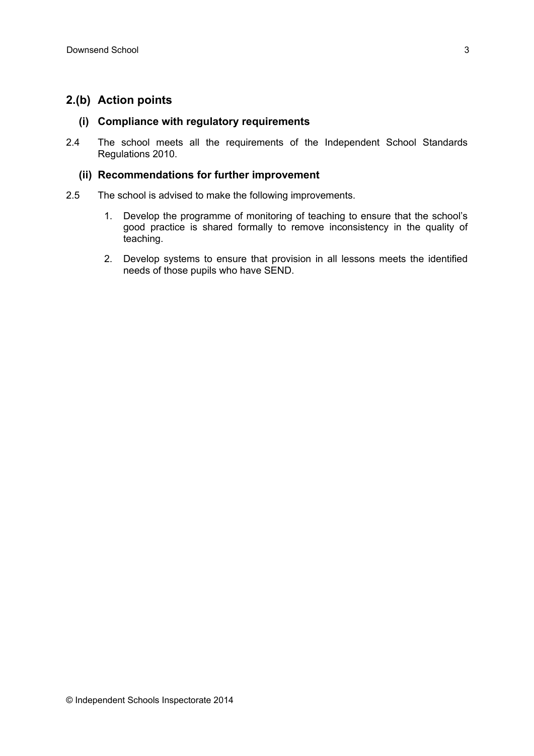## 2.(b) Action points

### (i) Compliance with regulatory requirements

2.4 The school meets all the requirements of the Independent School Standards Regulations 2010.

### (ii) Recommendations for further improvement

2.5 The school is advised to make the following improvements.

1. Develop the programme of monitoring of teaching to ensure that the school's good practice is shared formally to remove inconsistency in the quality of teaching.
2. Develop systems to ensure that provision in all lessons meets the identified needs of those pupils who have SEND.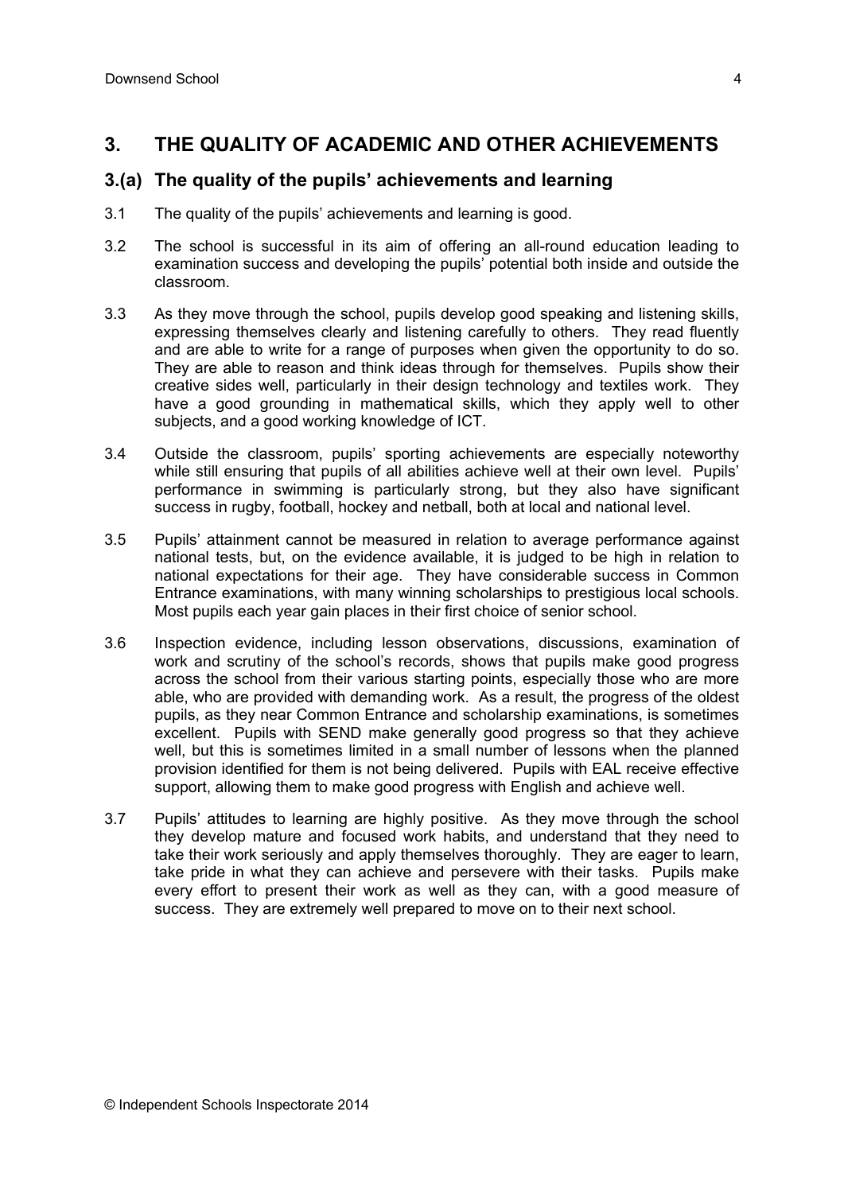## 3. THE QUALITY OF ACADEMIC AND OTHER ACHIEVEMENTS

### 3.(a) The quality of the pupils' achievements and learning

3.1 The quality of the pupils' achievements and learning is good.

3.2 The school is successful in its aim of offering an all-round education leading to examination success and developing the pupils' potential both inside and outside the classroom.

3.3 As they move through the school, pupils develop good speaking and listening skills, expressing themselves clearly and listening carefully to others. They read fluently and are able to write for a range of purposes when given the opportunity to do so. They are able to reason and think ideas through for themselves. Pupils show their creative sides well, particularly in their design technology and textiles work. They have a good grounding in mathematical skills, which they apply well to other subjects, and a good working knowledge of ICT.

3.4 Outside the classroom, pupils' sporting achievements are especially noteworthy while still ensuring that pupils of all abilities achieve well at their own level. Pupils' performance in swimming is particularly strong, but they also have significant success in rugby, football, hockey and netball, both at local and national level.

3.5 Pupils' attainment cannot be measured in relation to average performance against national tests, but, on the evidence available, it is judged to be high in relation to national expectations for their age. They have considerable success in Common Entrance examinations, with many winning scholarships to prestigious local schools. Most pupils each year gain places in their first choice of senior school.

3.6 Inspection evidence, including lesson observations, discussions, examination of work and scrutiny of the school's records, shows that pupils make good progress across the school from their various starting points, especially those who are more able, who are provided with demanding work. As a result, the progress of the oldest pupils, as they near Common Entrance and scholarship examinations, is sometimes excellent. Pupils with SEND make generally good progress so that they achieve well, but this is sometimes limited in a small number of lessons when the planned provision identified for them is not being delivered. Pupils with EAL receive effective support, allowing them to make good progress with English and achieve well.

3.7 Pupils' attitudes to learning are highly positive. As they move through the school they develop mature and focused work habits, and understand that they need to take their work seriously and apply themselves thoroughly. They are eager to learn, take pride in what they can achieve and persevere with their tasks. Pupils make every effort to present their work as well as they can, with a good measure of success. They are extremely well prepared to move on to their next school.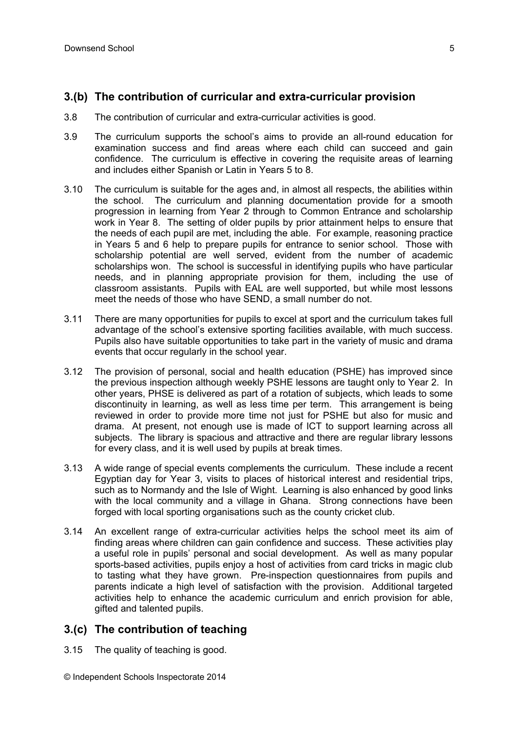## 3.(b) The contribution of curricular and extra-curricular provision

3.8 The contribution of curricular and extra-curricular activities is good.

3.9 The curriculum supports the school's aims to provide an all-round education for examination success and find areas where each child can succeed and gain confidence. The curriculum is effective in covering the requisite areas of learning and includes either Spanish or Latin in Years 5 to 8.

3.10 The curriculum is suitable for the ages and, in almost all respects, the abilities within the school. The curriculum and planning documentation provide for a smooth progression in learning from Year 2 through to Common Entrance and scholarship work in Year 8. The setting of older pupils by prior attainment helps to ensure that the needs of each pupil are met, including the able. For example, reasoning practice in Years 5 and 6 help to prepare pupils for entrance to senior school. Those with scholarship potential are well served, evident from the number of academic scholarships won. The school is successful in identifying pupils who have particular needs, and in planning appropriate provision for them, including the use of classroom assistants. Pupils with EAL are well supported, but while most lessons meet the needs of those who have SEND, a small number do not.

3.11 There are many opportunities for pupils to excel at sport and the curriculum takes full advantage of the school's extensive sporting facilities available, with much success. Pupils also have suitable opportunities to take part in the variety of music and drama events that occur regularly in the school year.

3.12 The provision of personal, social and health education (PSHE) has improved since the previous inspection although weekly PSHE lessons are taught only to Year 2. In other years, PHSE is delivered as part of a rotation of subjects, which leads to some discontinuity in learning, as well as less time per term. This arrangement is being reviewed in order to provide more time not just for PSHE but also for music and drama. At present, not enough use is made of ICT to support learning across all subjects. The library is spacious and attractive and there are regular library lessons for every class, and it is well used by pupils at break times.

3.13 A wide range of special events complements the curriculum. These include a recent Egyptian day for Year 3, visits to places of historical interest and residential trips, such as to Normandy and the Isle of Wight. Learning is also enhanced by good links with the local community and a village in Ghana. Strong connections have been forged with local sporting organisations such as the county cricket club.

3.14 An excellent range of extra-curricular activities helps the school meet its aim of finding areas where children can gain confidence and success. These activities play a useful role in pupils' personal and social development. As well as many popular sports-based activities, pupils enjoy a host of activities from card tricks in magic club to tasting what they have grown. Pre-inspection questionnaires from pupils and parents indicate a high level of satisfaction with the provision. Additional targeted activities help to enhance the academic curriculum and enrich provision for able, gifted and talented pupils.

## 3.(c) The contribution of teaching

3.15 The quality of teaching is good.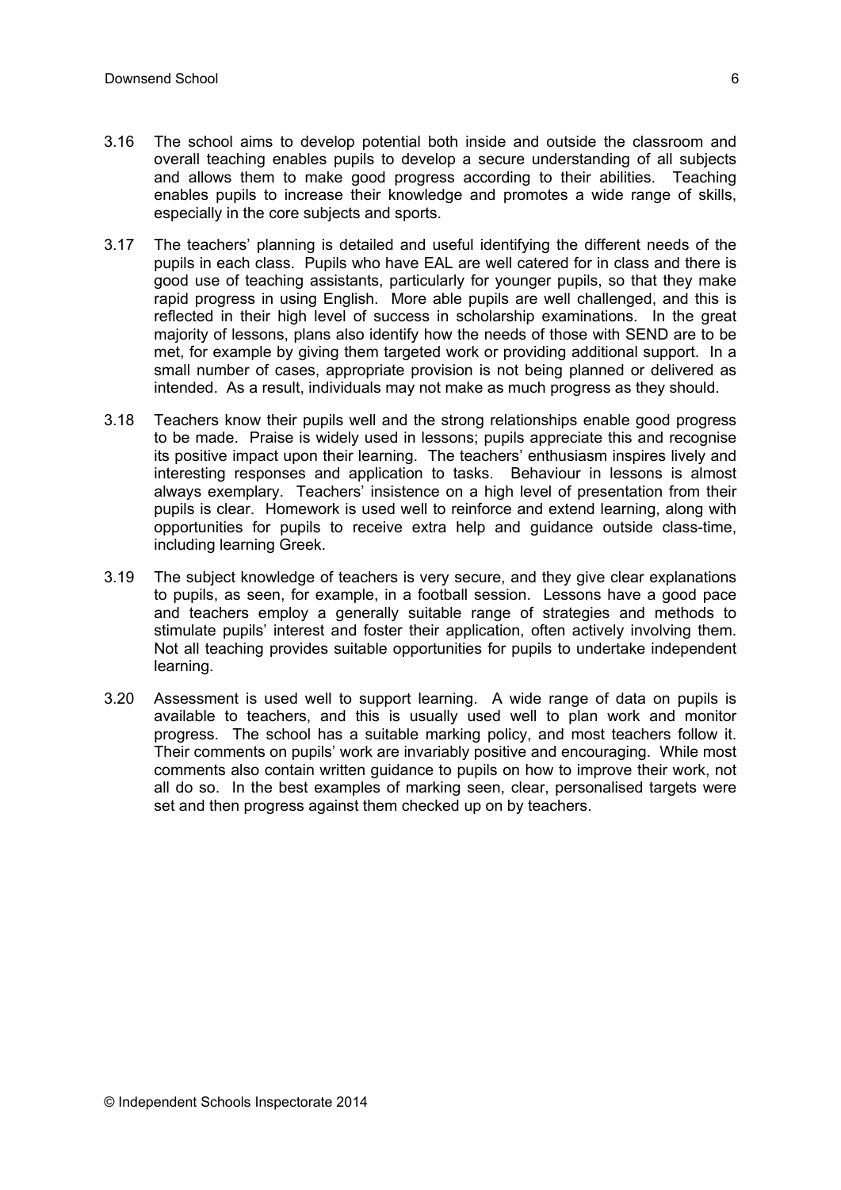3.16 The school aims to develop potential both inside and outside the classroom and overall teaching enables pupils to develop a secure understanding of all subjects and allows them to make good progress according to their abilities. Teaching enables pupils to increase their knowledge and promotes a wide range of skills, especially in the core subjects and sports.

3.17 The teachers' planning is detailed and useful identifying the different needs of the pupils in each class. Pupils who have EAL are well catered for in class and there is good use of teaching assistants, particularly for younger pupils, so that they make rapid progress in using English. More able pupils are well challenged, and this is reflected in their high level of success in scholarship examinations. In the great majority of lessons, plans also identify how the needs of those with SEND are to be met, for example by giving them targeted work or providing additional support. In a small number of cases, appropriate provision is not being planned or delivered as intended. As a result, individuals may not make as much progress as they should.

3.18 Teachers know their pupils well and the strong relationships enable good progress to be made. Praise is widely used in lessons; pupils appreciate this and recognise its positive impact upon their learning. The teachers' enthusiasm inspires lively and interesting responses and application to tasks. Behaviour in lessons is almost always exemplary. Teachers' insistence on a high level of presentation from their pupils is clear. Homework is used well to reinforce and extend learning, along with opportunities for pupils to receive extra help and guidance outside class-time, including learning Greek.

3.19 The subject knowledge of teachers is very secure, and they give clear explanations to pupils, as seen, for example, in a football session. Lessons have a good pace and teachers employ a generally suitable range of strategies and methods to stimulate pupils' interest and foster their application, often actively involving them. Not all teaching provides suitable opportunities for pupils to undertake independent learning.

3.20 Assessment is used well to support learning. A wide range of data on pupils is available to teachers, and this is usually used well to plan work and monitor progress. The school has a suitable marking policy, and most teachers follow it. Their comments on pupils' work are invariably positive and encouraging. While most comments also contain written guidance to pupils on how to improve their work, not all do so. In the best examples of marking seen, clear, personalised targets were set and then progress against them checked up on by teachers.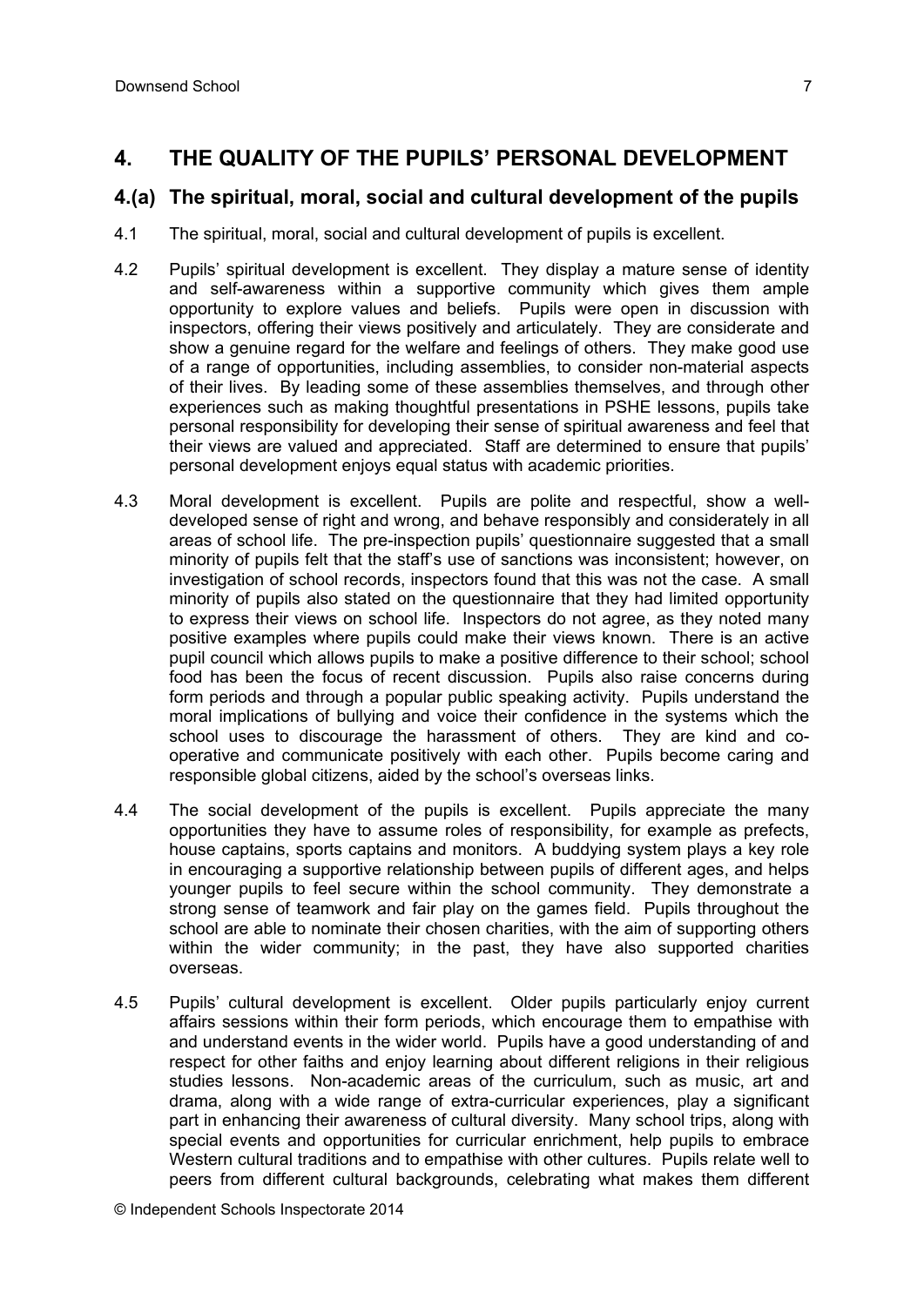## 4. THE QUALITY OF THE PUPILS' PERSONAL DEVELOPMENT

### 4.(a) The spiritual, moral, social and cultural development of the pupils

4.1 The spiritual, moral, social and cultural development of pupils is excellent.

4.2 Pupils' spiritual development is excellent. They display a mature sense of identity and self-awareness within a supportive community which gives them ample opportunity to explore values and beliefs. Pupils were open in discussion with inspectors, offering their views positively and articulately. They are considerate and show a genuine regard for the welfare and feelings of others. They make good use of a range of opportunities, including assemblies, to consider non-material aspects of their lives. By leading some of these assemblies themselves, and through other experiences such as making thoughtful presentations in PSHE lessons, pupils take personal responsibility for developing their sense of spiritual awareness and feel that their views are valued and appreciated. Staff are determined to ensure that pupils' personal development enjoys equal status with academic priorities.

4.3 Moral development is excellent. Pupils are polite and respectful, show a well-developed sense of right and wrong, and behave responsibly and considerately in all areas of school life. The pre-inspection pupils' questionnaire suggested that a small minority of pupils felt that the staff's use of sanctions was inconsistent; however, on investigation of school records, inspectors found that this was not the case. A small minority of pupils also stated on the questionnaire that they had limited opportunity to express their views on school life. Inspectors do not agree, as they noted many positive examples where pupils could make their views known. There is an active pupil council which allows pupils to make a positive difference to their school; school food has been the focus of recent discussion. Pupils also raise concerns during form periods and through a popular public speaking activity. Pupils understand the moral implications of bullying and voice their confidence in the systems which the school uses to discourage the harassment of others. They are kind and co-operative and communicate positively with each other. Pupils become caring and responsible global citizens, aided by the school's overseas links.

4.4 The social development of the pupils is excellent. Pupils appreciate the many opportunities they have to assume roles of responsibility, for example as prefects, house captains, sports captains and monitors. A buddying system plays a key role in encouraging a supportive relationship between pupils of different ages, and helps younger pupils to feel secure within the school community. They demonstrate a strong sense of teamwork and fair play on the games field. Pupils throughout the school are able to nominate their chosen charities, with the aim of supporting others within the wider community; in the past, they have also supported charities overseas.

4.5 Pupils' cultural development is excellent. Older pupils particularly enjoy current affairs sessions within their form periods, which encourage them to empathise with and understand events in the wider world. Pupils have a good understanding of and respect for other faiths and enjoy learning about different religions in their religious studies lessons. Non-academic areas of the curriculum, such as music, art and drama, along with a wide range of extra-curricular experiences, play a significant part in enhancing their awareness of cultural diversity. Many school trips, along with special events and opportunities for curricular enrichment, help pupils to embrace Western cultural traditions and to empathise with other cultures. Pupils relate well to peers from different cultural backgrounds, celebrating what makes them different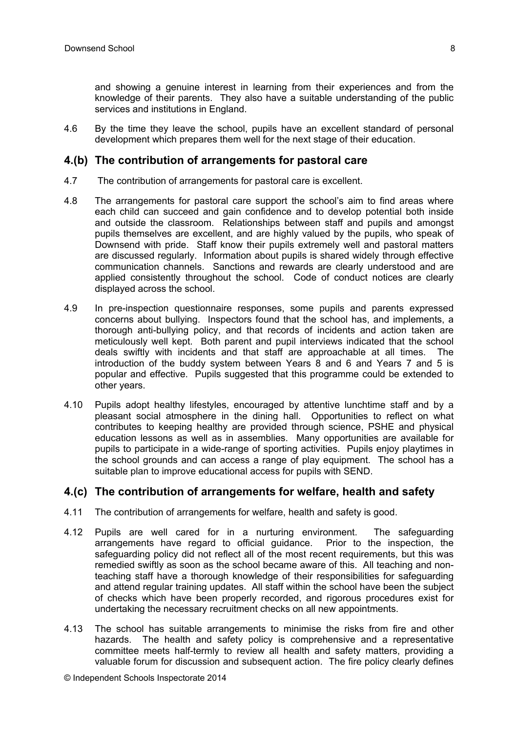and showing a genuine interest in learning from their experiences and from the knowledge of their parents. They also have a suitable understanding of the public services and institutions in England.

4.6 By the time they leave the school, pupils have an excellent standard of personal development which prepares them well for the next stage of their education.

## 4.(b) The contribution of arrangements for pastoral care

4.7 The contribution of arrangements for pastoral care is excellent.

4.8 The arrangements for pastoral care support the school's aim to find areas where each child can succeed and gain confidence and to develop potential both inside and outside the classroom. Relationships between staff and pupils and amongst pupils themselves are excellent, and are highly valued by the pupils, who speak of Downsend with pride. Staff know their pupils extremely well and pastoral matters are discussed regularly. Information about pupils is shared widely through effective communication channels. Sanctions and rewards are clearly understood and are applied consistently throughout the school. Code of conduct notices are clearly displayed across the school.

4.9 In pre-inspection questionnaire responses, some pupils and parents expressed concerns about bullying. Inspectors found that the school has, and implements, a thorough anti-bullying policy, and that records of incidents and action taken are meticulously well kept. Both parent and pupil interviews indicated that the school deals swiftly with incidents and that staff are approachable at all times. The introduction of the buddy system between Years 8 and 6 and Years 7 and 5 is popular and effective. Pupils suggested that this programme could be extended to other years.

4.10 Pupils adopt healthy lifestyles, encouraged by attentive lunchtime staff and by a pleasant social atmosphere in the dining hall. Opportunities to reflect on what contributes to keeping healthy are provided through science, PSHE and physical education lessons as well as in assemblies. Many opportunities are available for pupils to participate in a wide-range of sporting activities. Pupils enjoy playtimes in the school grounds and can access a range of play equipment. The school has a suitable plan to improve educational access for pupils with SEND.

## 4.(c) The contribution of arrangements for welfare, health and safety

4.11 The contribution of arrangements for welfare, health and safety is good.

4.12 Pupils are well cared for in a nurturing environment. The safeguarding arrangements have regard to official guidance. Prior to the inspection, the safeguarding policy did not reflect all of the most recent requirements, but this was remedied swiftly as soon as the school became aware of this. All teaching and non-teaching staff have a thorough knowledge of their responsibilities for safeguarding and attend regular training updates. All staff within the school have been the subject of checks which have been properly recorded, and rigorous procedures exist for undertaking the necessary recruitment checks on all new appointments.

4.13 The school has suitable arrangements to minimise the risks from fire and other hazards. The health and safety policy is comprehensive and a representative committee meets half-termly to review all health and safety matters, providing a valuable forum for discussion and subsequent action. The fire policy clearly defines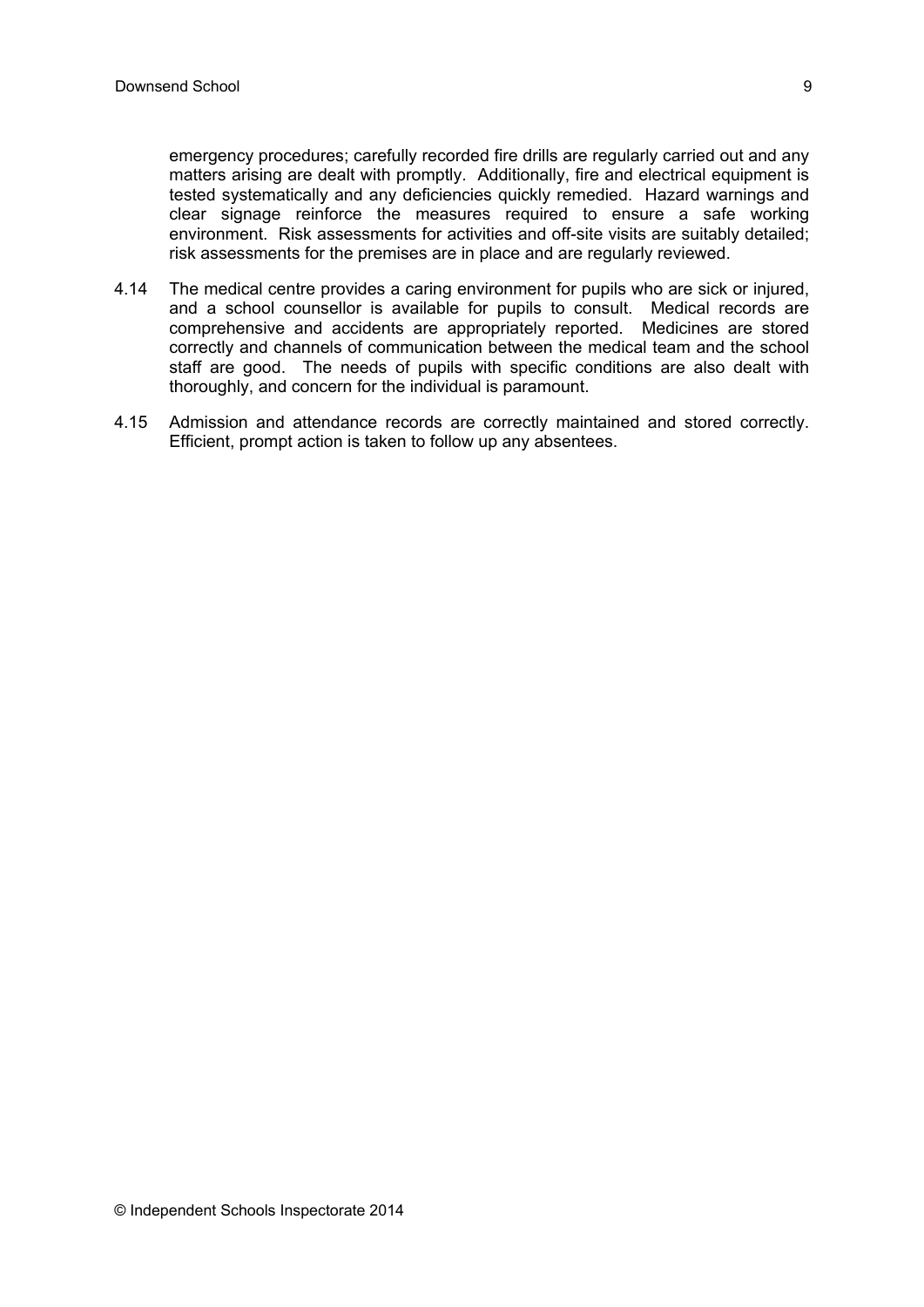emergency procedures; carefully recorded fire drills are regularly carried out and any matters arising are dealt with promptly. Additionally, fire and electrical equipment is tested systematically and any deficiencies quickly remedied. Hazard warnings and clear signage reinforce the measures required to ensure a safe working environment. Risk assessments for activities and off-site visits are suitably detailed; risk assessments for the premises are in place and are regularly reviewed.

4.14 The medical centre provides a caring environment for pupils who are sick or injured, and a school counsellor is available for pupils to consult. Medical records are comprehensive and accidents are appropriately reported. Medicines are stored correctly and channels of communication between the medical team and the school staff are good. The needs of pupils with specific conditions are also dealt with thoroughly, and concern for the individual is paramount.

4.15 Admission and attendance records are correctly maintained and stored correctly. Efficient, prompt action is taken to follow up any absentees.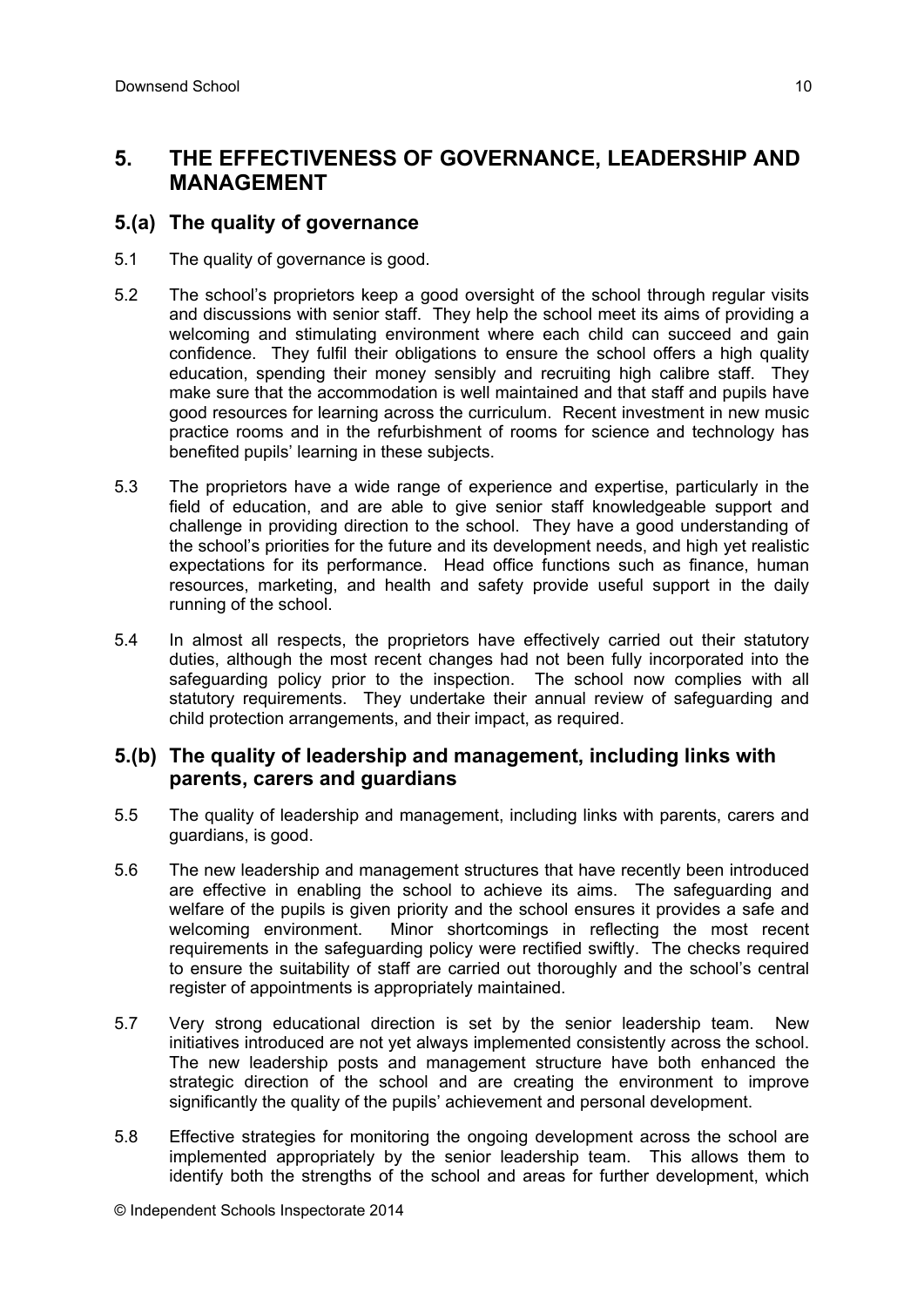## 5. THE EFFECTIVENESS OF GOVERNANCE, LEADERSHIP AND MANAGEMENT

### 5.(a) The quality of governance

5.1 The quality of governance is good.

5.2 The school's proprietors keep a good oversight of the school through regular visits and discussions with senior staff. They help the school meet its aims of providing a welcoming and stimulating environment where each child can succeed and gain confidence. They fulfil their obligations to ensure the school offers a high quality education, spending their money sensibly and recruiting high calibre staff. They make sure that the accommodation is well maintained and that staff and pupils have good resources for learning across the curriculum. Recent investment in new music practice rooms and in the refurbishment of rooms for science and technology has benefited pupils' learning in these subjects.

5.3 The proprietors have a wide range of experience and expertise, particularly in the field of education, and are able to give senior staff knowledgeable support and challenge in providing direction to the school. They have a good understanding of the school's priorities for the future and its development needs, and high yet realistic expectations for its performance. Head office functions such as finance, human resources, marketing, and health and safety provide useful support in the daily running of the school.

5.4 In almost all respects, the proprietors have effectively carried out their statutory duties, although the most recent changes had not been fully incorporated into the safeguarding policy prior to the inspection. The school now complies with all statutory requirements. They undertake their annual review of safeguarding and child protection arrangements, and their impact, as required.

### 5.(b) The quality of leadership and management, including links with parents, carers and guardians

5.5 The quality of leadership and management, including links with parents, carers and guardians, is good.

5.6 The new leadership and management structures that have recently been introduced are effective in enabling the school to achieve its aims. The safeguarding and welfare of the pupils is given priority and the school ensures it provides a safe and welcoming environment. Minor shortcomings in reflecting the most recent requirements in the safeguarding policy were rectified swiftly. The checks required to ensure the suitability of staff are carried out thoroughly and the school's central register of appointments is appropriately maintained.

5.7 Very strong educational direction is set by the senior leadership team. New initiatives introduced are not yet always implemented consistently across the school. The new leadership posts and management structure have both enhanced the strategic direction of the school and are creating the environment to improve significantly the quality of the pupils' achievement and personal development.

5.8 Effective strategies for monitoring the ongoing development across the school are implemented appropriately by the senior leadership team. This allows them to identify both the strengths of the school and areas for further development, which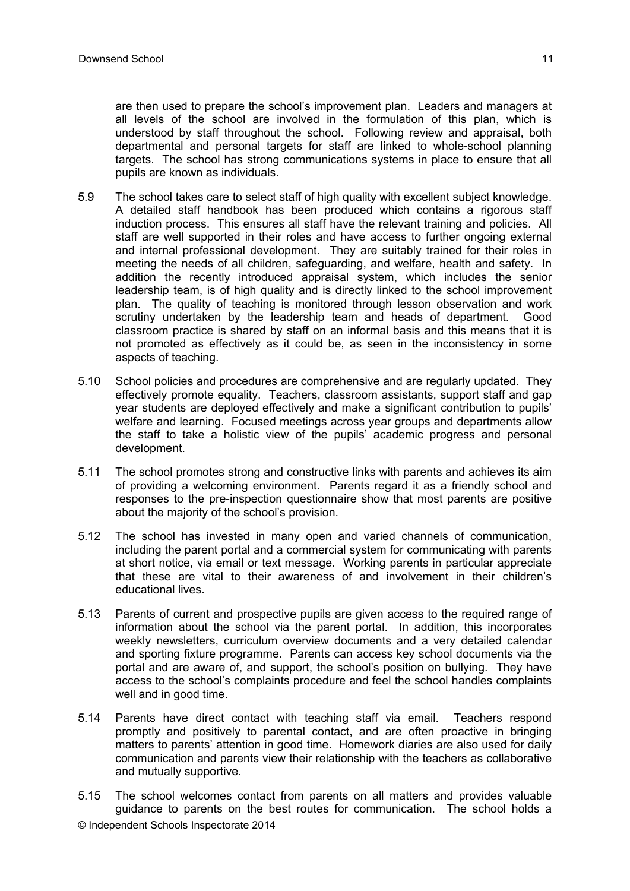are then used to prepare the school's improvement plan. Leaders and managers at all levels of the school are involved in the formulation of this plan, which is understood by staff throughout the school. Following review and appraisal, both departmental and personal targets for staff are linked to whole-school planning targets. The school has strong communications systems in place to ensure that all pupils are known as individuals.

5.9 The school takes care to select staff of high quality with excellent subject knowledge. A detailed staff handbook has been produced which contains a rigorous staff induction process. This ensures all staff have the relevant training and policies. All staff are well supported in their roles and have access to further ongoing external and internal professional development. They are suitably trained for their roles in meeting the needs of all children, safeguarding, and welfare, health and safety. In addition the recently introduced appraisal system, which includes the senior leadership team, is of high quality and is directly linked to the school improvement plan. The quality of teaching is monitored through lesson observation and work scrutiny undertaken by the leadership team and heads of department. Good classroom practice is shared by staff on an informal basis and this means that it is not promoted as effectively as it could be, as seen in the inconsistency in some aspects of teaching.

5.10 School policies and procedures are comprehensive and are regularly updated. They effectively promote equality. Teachers, classroom assistants, support staff and gap year students are deployed effectively and make a significant contribution to pupils' welfare and learning. Focused meetings across year groups and departments allow the staff to take a holistic view of the pupils' academic progress and personal development.

5.11 The school promotes strong and constructive links with parents and achieves its aim of providing a welcoming environment. Parents regard it as a friendly school and responses to the pre-inspection questionnaire show that most parents are positive about the majority of the school's provision.

5.12 The school has invested in many open and varied channels of communication, including the parent portal and a commercial system for communicating with parents at short notice, via email or text message. Working parents in particular appreciate that these are vital to their awareness of and involvement in their children's educational lives.

5.13 Parents of current and prospective pupils are given access to the required range of information about the school via the parent portal. In addition, this incorporates weekly newsletters, curriculum overview documents and a very detailed calendar and sporting fixture programme. Parents can access key school documents via the portal and are aware of, and support, the school's position on bullying. They have access to the school's complaints procedure and feel the school handles complaints well and in good time.

5.14 Parents have direct contact with teaching staff via email. Teachers respond promptly and positively to parental contact, and are often proactive in bringing matters to parents' attention in good time. Homework diaries are also used for daily communication and parents view their relationship with the teachers as collaborative and mutually supportive.

5.15 The school welcomes contact from parents on all matters and provides valuable guidance to parents on the best routes for communication. The school holds a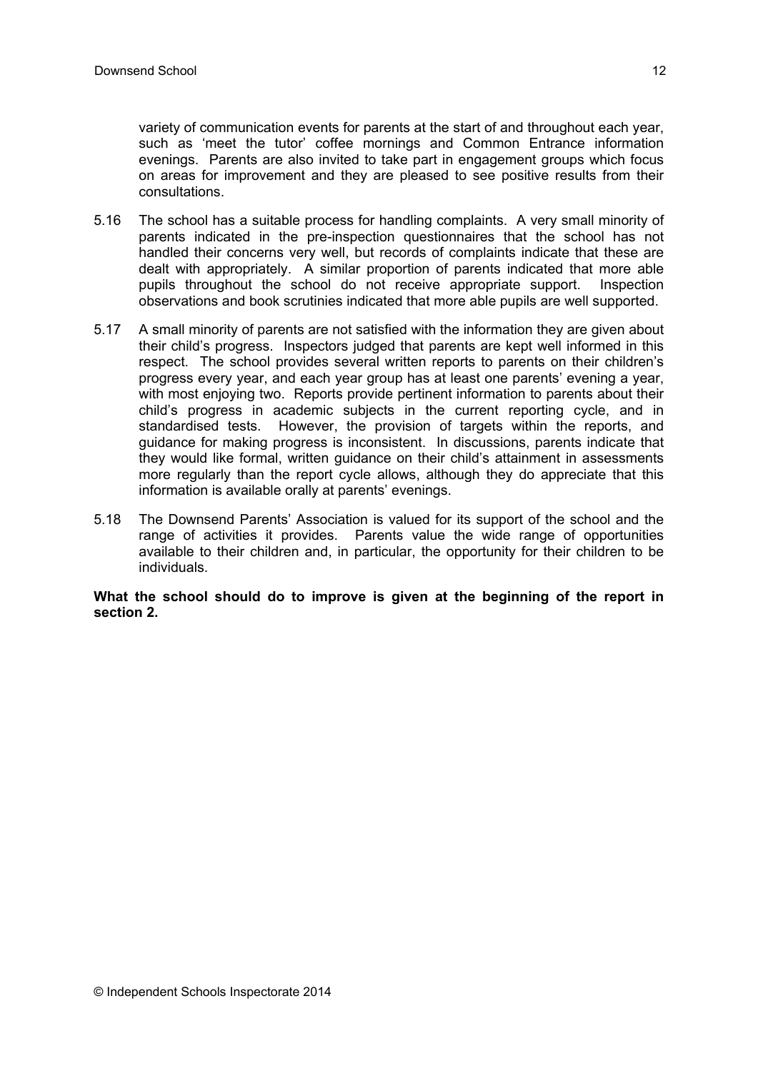variety of communication events for parents at the start of and throughout each year, such as 'meet the tutor' coffee mornings and Common Entrance information evenings. Parents are also invited to take part in engagement groups which focus on areas for improvement and they are pleased to see positive results from their consultations.

5.16 The school has a suitable process for handling complaints. A very small minority of parents indicated in the pre-inspection questionnaires that the school has not handled their concerns very well, but records of complaints indicate that these are dealt with appropriately. A similar proportion of parents indicated that more able pupils throughout the school do not receive appropriate support. Inspection observations and book scrutinies indicated that more able pupils are well supported.

5.17 A small minority of parents are not satisfied with the information they are given about their child's progress. Inspectors judged that parents are kept well informed in this respect. The school provides several written reports to parents on their children's progress every year, and each year group has at least one parents' evening a year, with most enjoying two. Reports provide pertinent information to parents about their child's progress in academic subjects in the current reporting cycle, and in standardised tests. However, the provision of targets within the reports, and guidance for making progress is inconsistent. In discussions, parents indicate that they would like formal, written guidance on their child's attainment in assessments more regularly than the report cycle allows, although they do appreciate that this information is available orally at parents' evenings.

5.18 The Downsend Parents' Association is valued for its support of the school and the range of activities it provides. Parents value the wide range of opportunities available to their children and, in particular, the opportunity for their children to be individuals.

**What the school should do to improve is given at the beginning of the report in section 2.**

© Independent Schools Inspectorate 2014